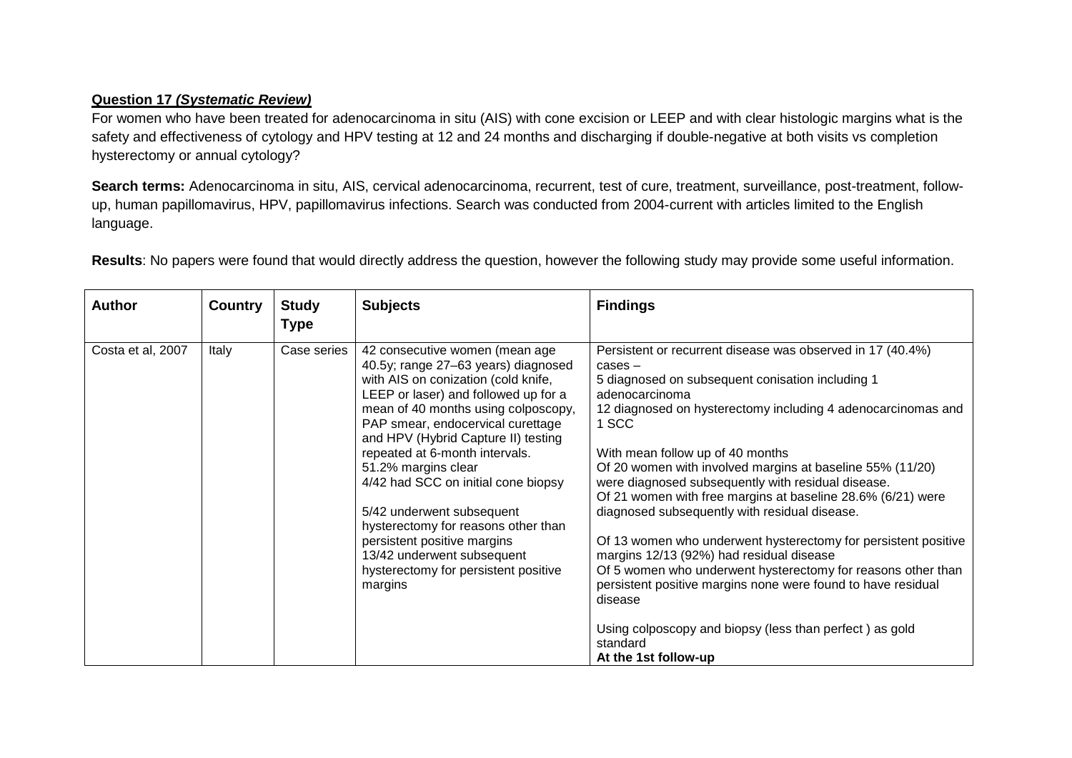**Question 17 *(Systematic Review)***

For women who have been treated for adenocarcinoma in situ (AIS) with cone excision or LEEP and with clear histologic margins what is the safety and effectiveness of cytology and HPV testing at 12 and 24 months and discharging if double-negative at both visits vs completion hysterectomy or annual cytology?

**Search terms:** Adenocarcinoma in situ, AIS, cervical adenocarcinoma, recurrent, test of cure, treatment, surveillance, post-treatment, follow-up, human papillomavirus, HPV, papillomavirus infections. Search was conducted from 2004-current with articles limited to the English language.

**Results**: No papers were found that would directly address the question, however the following study may provide some useful information.

| Author | Country | Study Type | Subjects | Findings |
|---|---|---|---|---|
| Costa et al, 2007 | Italy | Case series | 42 consecutive women (mean age 40.5y; range 27–63 years) diagnosed with AIS on conization (cold knife, LEEP or laser) and followed up for a mean of 40 months using colposcopy, PAP smear, endocervical curettage and HPV (Hybrid Capture II) testing repeated at 6-month intervals.<br>51.2% margins clear<br>4/42 had SCC on initial cone biopsy<br><br>5/42 underwent subsequent hysterectomy for reasons other than persistent positive margins<br>13/42 underwent subsequent hysterectomy for persistent positive margins | Persistent or recurrent disease was observed in 17 (40.4%) cases –<br>5 diagnosed on subsequent conisation including 1 adenocarcinoma<br>12 diagnosed on hysterectomy including 4 adenocarcinomas and 1 SCC<br><br>With mean follow up of 40 months<br>Of 20 women with involved margins at baseline 55% (11/20) were diagnosed subsequently with residual disease.<br>Of 21 women with free margins at baseline 28.6% (6/21) were diagnosed subsequently with residual disease.<br><br>Of 13 women who underwent hysterectomy for persistent positive margins 12/13 (92%) had residual disease<br>Of 5 women who underwent hysterectomy for reasons other than persistent positive margins none were found to have residual disease<br><br>Using colposcopy and biopsy (less than perfect ) as gold standard<br>**At the 1st follow-up** |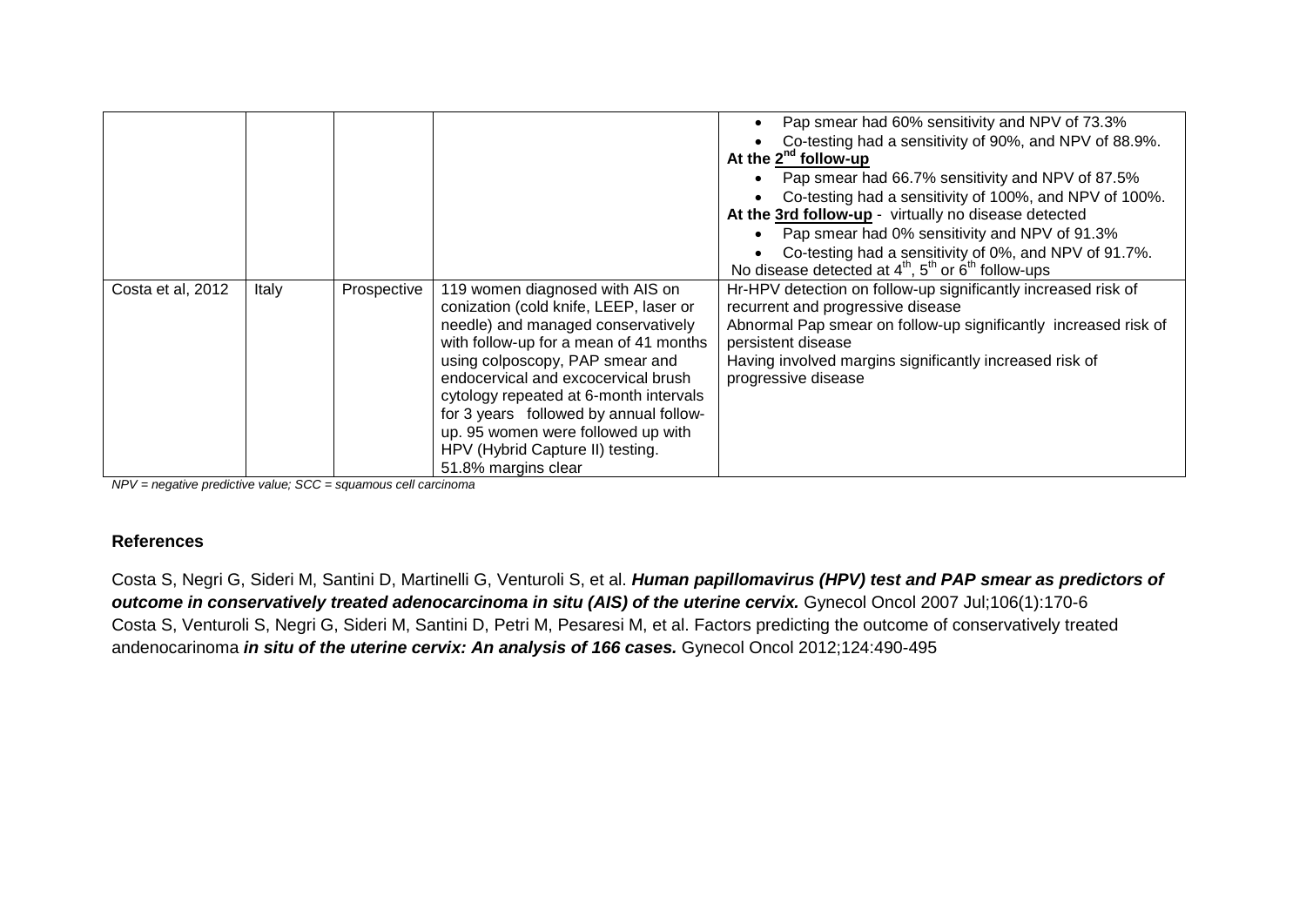| | | | | |
|---|---|---|---|---|
| | | | | • Pap smear had 60% sensitivity and NPV of 73.3%<br>• Co-testing had a sensitivity of 90%, and NPV of 88.9%.<br>**At the <u>2nd follow-up</u>**<br>• Pap smear had 66.7% sensitivity and NPV of 87.5%<br>• Co-testing had a sensitivity of 100%, and NPV of 100%.<br>**At the <u>3rd follow-up</u>** - virtually no disease detected<br>• Pap smear had 0% sensitivity and NPV of 91.3%<br>• Co-testing had a sensitivity of 0%, and NPV of 91.7%.<br>No disease detected at 4th, 5th or 6th follow-ups |
| Costa et al, 2012 | Italy | Prospective | 119 women diagnosed with AIS on conization (cold knife, LEEP, laser or needle) and managed conservatively with follow-up for a mean of 41 months using colposcopy, PAP smear and endocervical and exocervical brush cytology repeated at 6-month intervals for 3 years followed by annual follow-up. 95 women were followed up with HPV (Hybrid Capture II) testing.<br>51.8% margins clear | Hr-HPV detection on follow-up significantly increased risk of recurrent and progressive disease<br>Abnormal Pap smear on follow-up significantly increased risk of persistent disease<br>Having involved margins significantly increased risk of progressive disease |

*NPV = negative predictive value; SCC = squamous cell carcinoma*

## References

Costa S, Negri G, Sideri M, Santini D, Martinelli G, Venturoli S, et al. ***Human papillomavirus (HPV) test and PAP smear as predictors of outcome in conservatively treated adenocarcinoma in situ (AIS) of the uterine cervix.*** Gynecol Oncol 2007 Jul;106(1):170-6

Costa S, Venturoli S, Negri G, Sideri M, Santini D, Petri M, Pesaresi M, et al. Factors predicting the outcome of conservatively treated andenocarinoma ***in situ of the uterine cervix: An analysis of 166 cases.*** Gynecol Oncol 2012;124:490-495